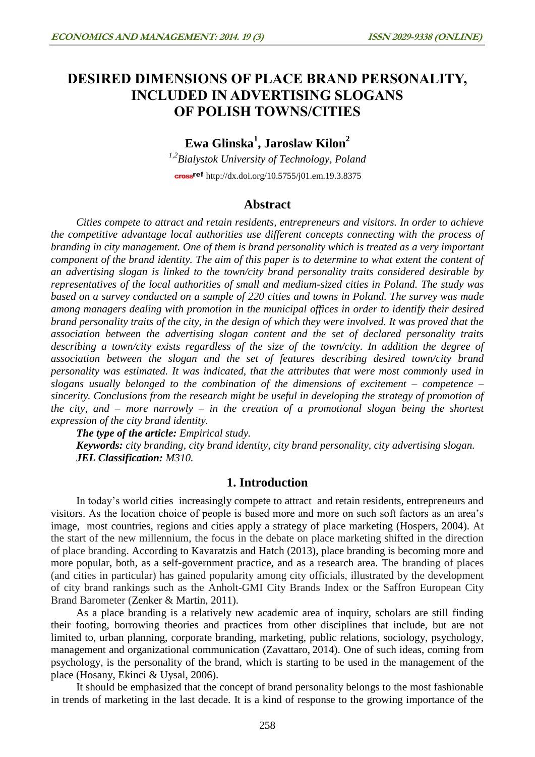# DESIRED DIMENSIONS OF PLACE BRAND PERSONALITY, INCLUDED IN ADVERTISING SLOGANS OF POLISH TOWNS/CITIES

**Ewa Glinska[1], Jaroslaw Kilon[2]**

*[1,2]Bialystok University of Technology, Poland*

http://dx.doi.org/10.5755/j01.em.19.3.8375

## Abstract

*Cities compete to attract and retain residents, entrepreneurs and visitors. In order to achieve the competitive advantage local authorities use different concepts connecting with the process of branding in city management. One of them is brand personality which is treated as a very important component of the brand identity. The aim of this paper is to determine to what extent the content of an advertising slogan is linked to the town/city brand personality traits considered desirable by representatives of the local authorities of small and medium-sized cities in Poland. The study was based on a survey conducted on a sample of 220 cities and towns in Poland. The survey was made among managers dealing with promotion in the municipal offices in order to identify their desired brand personality traits of the city, in the design of which they were involved. It was proved that the association between the advertising slogan content and the set of declared personality traits describing a town/city exists regardless of the size of the town/city. In addition the degree of association between the slogan and the set of features describing desired town/city brand personality was estimated. It was indicated, that the attributes that were most commonly used in slogans usually belonged to the combination of the dimensions of excitement – competence – sincerity. Conclusions from the research might be useful in developing the strategy of promotion of the city, and – more narrowly – in the creation of a promotional slogan being the shortest expression of the city brand identity.*

***The type of the article:*** *Empirical study.*

***Keywords:*** *city branding, city brand identity, city brand personality, city advertising slogan.*

***JEL Classification:*** *M310.*

## 1. Introduction

In today's world cities increasingly compete to attract and retain residents, entrepreneurs and visitors. As the location choice of people is based more and more on such soft factors as an area's image, most countries, regions and cities apply a strategy of place marketing (Hospers, 2004). At the start of the new millennium, the focus in the debate on place marketing shifted in the direction of place branding. According to Kavaratzis and Hatch (2013), place branding is becoming more and more popular, both, as a self-government practice, and as a research area. The branding of places (and cities in particular) has gained popularity among city officials, illustrated by the development of city brand rankings such as the Anholt-GMI City Brands Index or the Saffron European City Brand Barometer (Zenker & Martin, 2011).

As a place branding is a relatively new academic area of inquiry, scholars are still finding their footing, borrowing theories and practices from other disciplines that include, but are not limited to, urban planning, corporate branding, marketing, public relations, sociology, psychology, management and organizational communication (Zavattaro, 2014). One of such ideas, coming from psychology, is the personality of the brand, which is starting to be used in the management of the place (Hosany, Ekinci & Uysal, 2006).

It should be emphasized that the concept of brand personality belongs to the most fashionable in trends of marketing in the last decade. It is a kind of response to the growing importance of the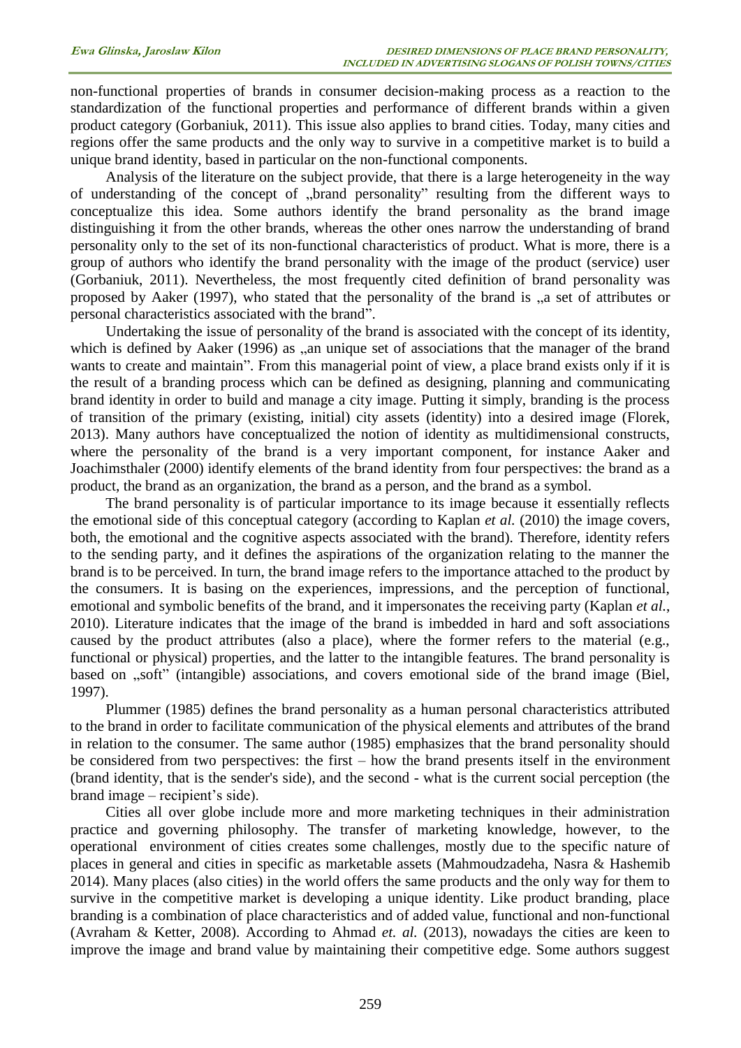non-functional properties of brands in consumer decision-making process as a reaction to the standardization of the functional properties and performance of different brands within a given product category (Gorbaniuk, 2011). This issue also applies to brand cities. Today, many cities and regions offer the same products and the only way to survive in a competitive market is to build a unique brand identity, based in particular on the non-functional components.

Analysis of the literature on the subject provide, that there is a large heterogeneity in the way of understanding of the concept of „brand personality" resulting from the different ways to conceptualize this idea. Some authors identify the brand personality as the brand image distinguishing it from the other brands, whereas the other ones narrow the understanding of brand personality only to the set of its non-functional characteristics of product. What is more, there is a group of authors who identify the brand personality with the image of the product (service) user (Gorbaniuk, 2011). Nevertheless, the most frequently cited definition of brand personality was proposed by Aaker (1997), who stated that the personality of the brand is „a set of attributes or personal characteristics associated with the brand".

Undertaking the issue of personality of the brand is associated with the concept of its identity, which is defined by Aaker (1996) as „an unique set of associations that the manager of the brand wants to create and maintain". From this managerial point of view, a place brand exists only if it is the result of a branding process which can be defined as designing, planning and communicating brand identity in order to build and manage a city image. Putting it simply, branding is the process of transition of the primary (existing, initial) city assets (identity) into a desired image (Florek, 2013). Many authors have conceptualized the notion of identity as multidimensional constructs, where the personality of the brand is a very important component, for instance Aaker and Joachimsthaler (2000) identify elements of the brand identity from four perspectives: the brand as a product, the brand as an organization, the brand as a person, and the brand as a symbol.

The brand personality is of particular importance to its image because it essentially reflects the emotional side of this conceptual category (according to Kaplan *et al.* (2010) the image covers, both, the emotional and the cognitive aspects associated with the brand). Therefore, identity refers to the sending party, and it defines the aspirations of the organization relating to the manner the brand is to be perceived. In turn, the brand image refers to the importance attached to the product by the consumers. It is basing on the experiences, impressions, and the perception of functional, emotional and symbolic benefits of the brand, and it impersonates the receiving party (Kaplan *et al.*, 2010). Literature indicates that the image of the brand is imbedded in hard and soft associations caused by the product attributes (also a place), where the former refers to the material (e.g., functional or physical) properties, and the latter to the intangible features. The brand personality is based on „soft" (intangible) associations, and covers emotional side of the brand image (Biel, 1997).

Plummer (1985) defines the brand personality as a human personal characteristics attributed to the brand in order to facilitate communication of the physical elements and attributes of the brand in relation to the consumer. The same author (1985) emphasizes that the brand personality should be considered from two perspectives: the first – how the brand presents itself in the environment (brand identity, that is the sender's side), and the second - what is the current social perception (the brand image – recipient's side).

Cities all over globe include more and more marketing techniques in their administration practice and governing philosophy. The transfer of marketing knowledge, however, to the operational environment of cities creates some challenges, mostly due to the specific nature of places in general and cities in specific as marketable assets (Mahmoudzadeha, Nasra & Hashemib 2014). Many places (also cities) in the world offers the same products and the only way for them to survive in the competitive market is developing a unique identity. Like product branding, place branding is a combination of place characteristics and of added value, functional and non-functional (Avraham & Ketter, 2008). According to Ahmad *et. al.* (2013), nowadays the cities are keen to improve the image and brand value by maintaining their competitive edge. Some authors suggest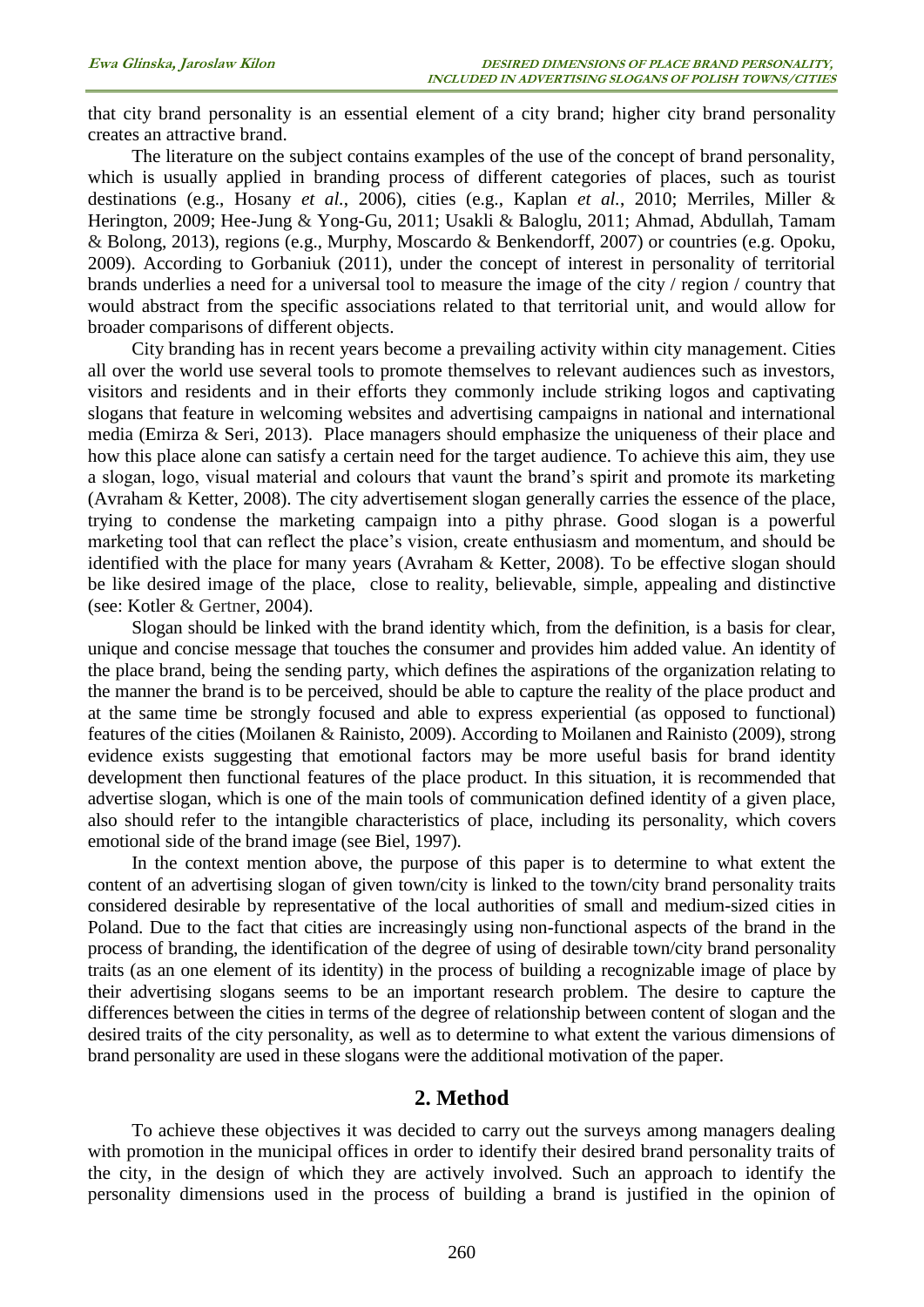that city brand personality is an essential element of a city brand; higher city brand personality creates an attractive brand.

The literature on the subject contains examples of the use of the concept of brand personality, which is usually applied in branding process of different categories of places, such as tourist destinations (e.g., Hosany *et al.*, 2006), cities (e.g., Kaplan *et al.*, 2010; Merriles, Miller & Herington, 2009; Hee-Jung & Yong-Gu, 2011; Usakli & Baloglu, 2011; Ahmad, Abdullah, Tamam & Bolong, 2013), regions (e.g., Murphy, Moscardo & Benkendorff, 2007) or countries (e.g. Opoku, 2009). According to Gorbaniuk (2011), under the concept of interest in personality of territorial brands underlies a need for a universal tool to measure the image of the city / region / country that would abstract from the specific associations related to that territorial unit, and would allow for broader comparisons of different objects.

City branding has in recent years become a prevailing activity within city management. Cities all over the world use several tools to promote themselves to relevant audiences such as investors, visitors and residents and in their efforts they commonly include striking logos and captivating slogans that feature in welcoming websites and advertising campaigns in national and international media (Emirza & Seri, 2013). Place managers should emphasize the uniqueness of their place and how this place alone can satisfy a certain need for the target audience. To achieve this aim, they use a slogan, logo, visual material and colours that vaunt the brand's spirit and promote its marketing (Avraham & Ketter, 2008). The city advertisement slogan generally carries the essence of the place, trying to condense the marketing campaign into a pithy phrase. Good slogan is a powerful marketing tool that can reflect the place's vision, create enthusiasm and momentum, and should be identified with the place for many years (Avraham & Ketter, 2008). To be effective slogan should be like desired image of the place, close to reality, believable, simple, appealing and distinctive (see: Kotler & Gertner, 2004).

Slogan should be linked with the brand identity which, from the definition, is a basis for clear, unique and concise message that touches the consumer and provides him added value. An identity of the place brand, being the sending party, which defines the aspirations of the organization relating to the manner the brand is to be perceived, should be able to capture the reality of the place product and at the same time be strongly focused and able to express experiential (as opposed to functional) features of the cities (Moilanen & Rainisto, 2009). According to Moilanen and Rainisto (2009), strong evidence exists suggesting that emotional factors may be more useful basis for brand identity development then functional features of the place product. In this situation, it is recommended that advertise slogan, which is one of the main tools of communication defined identity of a given place, also should refer to the intangible characteristics of place, including its personality, which covers emotional side of the brand image (see Biel, 1997).

In the context mention above, the purpose of this paper is to determine to what extent the content of an advertising slogan of given town/city is linked to the town/city brand personality traits considered desirable by representative of the local authorities of small and medium-sized cities in Poland. Due to the fact that cities are increasingly using non-functional aspects of the brand in the process of branding, the identification of the degree of using of desirable town/city brand personality traits (as an one element of its identity) in the process of building a recognizable image of place by their advertising slogans seems to be an important research problem. The desire to capture the differences between the cities in terms of the degree of relationship between content of slogan and the desired traits of the city personality, as well as to determine to what extent the various dimensions of brand personality are used in these slogans were the additional motivation of the paper.

## 2. Method

To achieve these objectives it was decided to carry out the surveys among managers dealing with promotion in the municipal offices in order to identify their desired brand personality traits of the city, in the design of which they are actively involved. Such an approach to identify the personality dimensions used in the process of building a brand is justified in the opinion of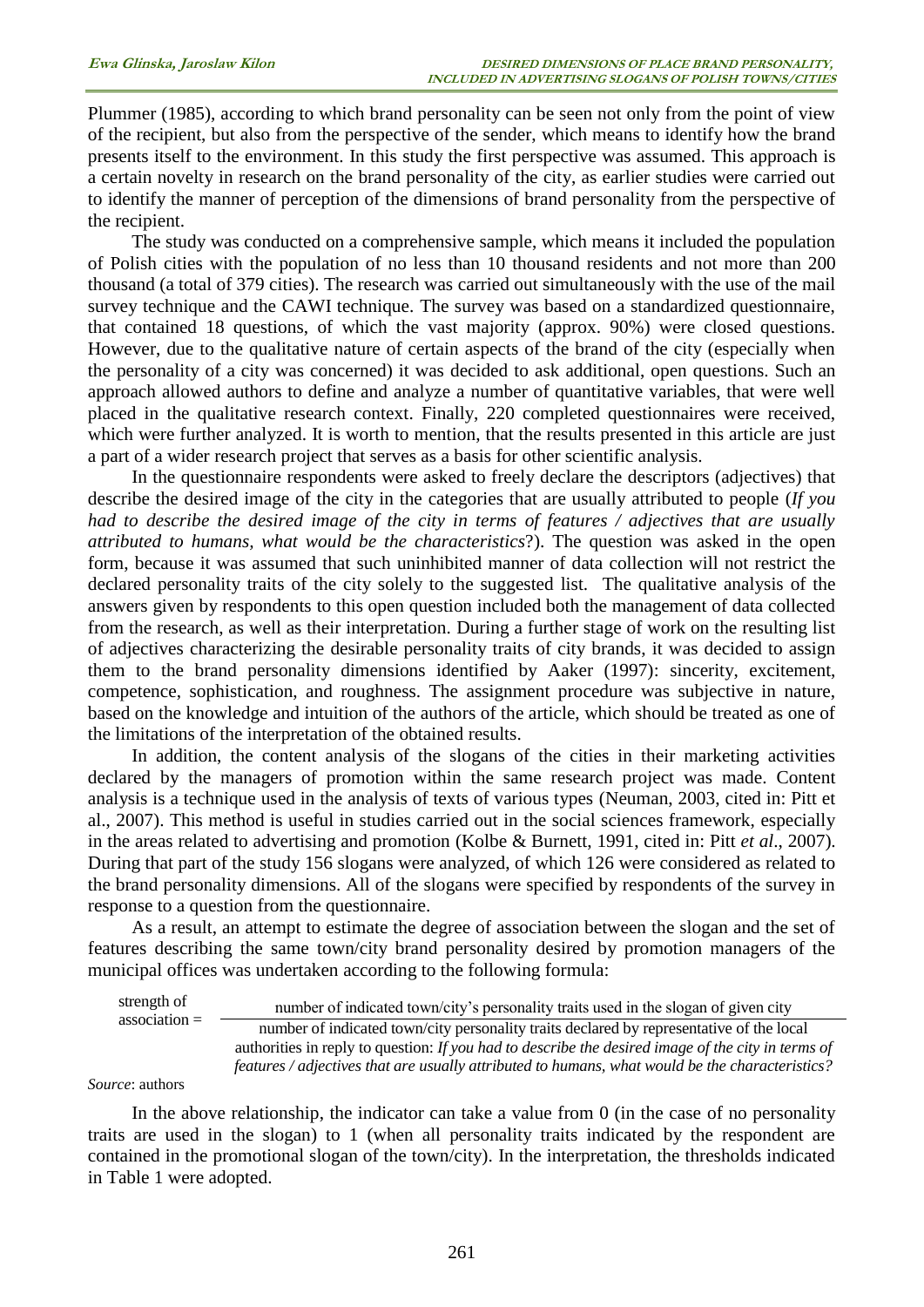Plummer (1985), according to which brand personality can be seen not only from the point of view of the recipient, but also from the perspective of the sender, which means to identify how the brand presents itself to the environment. In this study the first perspective was assumed. This approach is a certain novelty in research on the brand personality of the city, as earlier studies were carried out to identify the manner of perception of the dimensions of brand personality from the perspective of the recipient.

The study was conducted on a comprehensive sample, which means it included the population of Polish cities with the population of no less than 10 thousand residents and not more than 200 thousand (a total of 379 cities). The research was carried out simultaneously with the use of the mail survey technique and the CAWI technique. The survey was based on a standardized questionnaire, that contained 18 questions, of which the vast majority (approx. 90%) were closed questions. However, due to the qualitative nature of certain aspects of the brand of the city (especially when the personality of a city was concerned) it was decided to ask additional, open questions. Such an approach allowed authors to define and analyze a number of quantitative variables, that were well placed in the qualitative research context. Finally, 220 completed questionnaires were received, which were further analyzed. It is worth to mention, that the results presented in this article are just a part of a wider research project that serves as a basis for other scientific analysis.

In the questionnaire respondents were asked to freely declare the descriptors (adjectives) that describe the desired image of the city in the categories that are usually attributed to people (*If you had to describe the desired image of the city in terms of features / adjectives that are usually attributed to humans, what would be the characteristics*?). The question was asked in the open form, because it was assumed that such uninhibited manner of data collection will not restrict the declared personality traits of the city solely to the suggested list. The qualitative analysis of the answers given by respondents to this open question included both the management of data collected from the research, as well as their interpretation. During a further stage of work on the resulting list of adjectives characterizing the desirable personality traits of city brands, it was decided to assign them to the brand personality dimensions identified by Aaker (1997): sincerity, excitement, competence, sophistication, and roughness. The assignment procedure was subjective in nature, based on the knowledge and intuition of the authors of the article, which should be treated as one of the limitations of the interpretation of the obtained results.

In addition, the content analysis of the slogans of the cities in their marketing activities declared by the managers of promotion within the same research project was made. Content analysis is a technique used in the analysis of texts of various types (Neuman, 2003, cited in: Pitt et al., 2007). This method is useful in studies carried out in the social sciences framework, especially in the areas related to advertising and promotion (Kolbe & Burnett, 1991, cited in: Pitt *et al*., 2007). During that part of the study 156 slogans were analyzed, of which 126 were considered as related to the brand personality dimensions. All of the slogans were specified by respondents of the survey in response to a question from the questionnaire.

As a result, an attempt to estimate the degree of association between the slogan and the set of features describing the same town/city brand personality desired by promotion managers of the municipal offices was undertaken according to the following formula:

$$\text{strength of association} = \frac{\text{number of indicated town/city's personality traits used in the slogan of given city}}{\text{number of indicated town/city personality traits declared by representative of the local authorities in reply to question: } \textit{If you had to describe the desired image of the city in terms of features / adjectives that are usually attributed to humans, what would be the characteristics?}}$$

*Source*: authors

In the above relationship, the indicator can take a value from 0 (in the case of no personality traits are used in the slogan) to 1 (when all personality traits indicated by the respondent are contained in the promotional slogan of the town/city). In the interpretation, the thresholds indicated in Table 1 were adopted.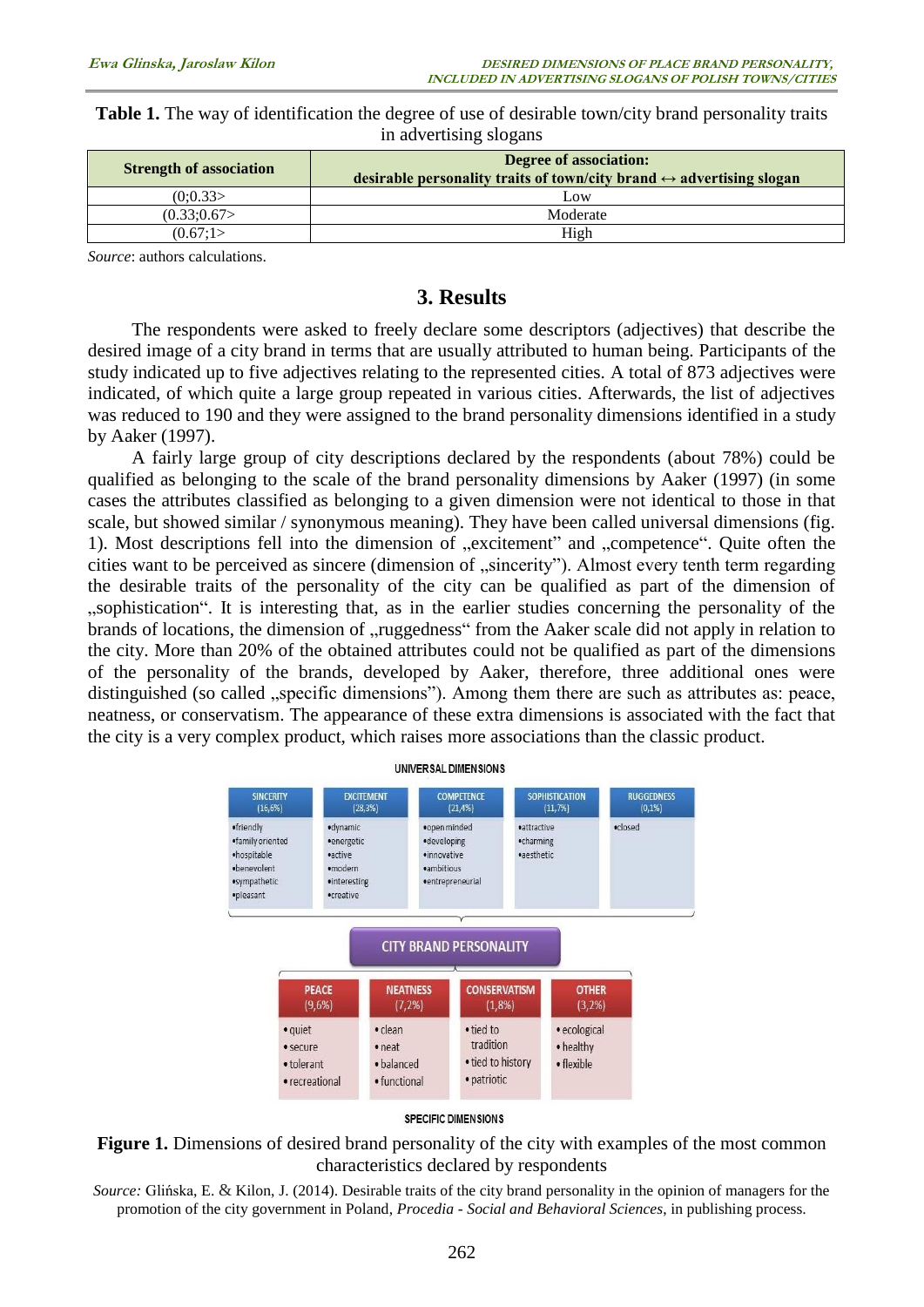**Table 1.** The way of identification the degree of use of desirable town/city brand personality traits in advertising slogans

| Strength of association | Degree of association: desirable personality traits of town/city brand ↔ advertising slogan |
|---|---|
| (0;0.33> | Low |
| (0.33;0.67> | Moderate |
| (0.67;1> | High |

*Source*: authors calculations.

## 3. Results

The respondents were asked to freely declare some descriptors (adjectives) that describe the desired image of a city brand in terms that are usually attributed to human being. Participants of the study indicated up to five adjectives relating to the represented cities. A total of 873 adjectives were indicated, of which quite a large group repeated in various cities. Afterwards, the list of adjectives was reduced to 190 and they were assigned to the brand personality dimensions identified in a study by Aaker (1997).

A fairly large group of city descriptions declared by the respondents (about 78%) could be qualified as belonging to the scale of the brand personality dimensions by Aaker (1997) (in some cases the attributes classified as belonging to a given dimension were not identical to those in that scale, but showed similar / synonymous meaning). They have been called universal dimensions (fig. 1). Most descriptions fell into the dimension of „excitement" and „competence". Quite often the cities want to be perceived as sincere (dimension of „sincerity"). Almost every tenth term regarding the desirable traits of the personality of the city can be qualified as part of the dimension of „sophistication". It is interesting that, as in the earlier studies concerning the personality of the brands of locations, the dimension of „ruggedness" from the Aaker scale did not apply in relation to the city. More than 20% of the obtained attributes could not be qualified as part of the dimensions of the personality of the brands, developed by Aaker, therefore, three additional ones were distinguished (so called „specific dimensions"). Among them there are such as attributes as: peace, neatness, or conservatism. The appearance of these extra dimensions is associated with the fact that the city is a very complex product, which raises more associations than the classic product.

UNIVERSAL DIMENSIONS

| SINCERITY (16,6%) | EXCITEMENT (28,3%) | COMPETENCE (21,4%) | SOPHISTICATION (11,7%) | RUGGEDNESS (0,1%) |
|---|---|---|---|---|
| •friendly •family oriented •hospitable •benevolent •sympathetic •pleasant | •dynamic •energetic •active •modern •interesting •creative | •open minded •developing •innovative •ambitious •entrepreneurial | •attractive •charming •aesthetic | •closed |

CITY BRAND PERSONALITY

| PEACE (9,6%) | NEATNESS (7,2%) | CONSERVATISM (1,8%) | OTHER (3,2%) |
|---|---|---|---|
| • quiet • secure • tolerant • recreational | • clean • neat • balanced • functional | • tied to tradition • tied to history • patriotic | • ecological • healthy • flexible |

SPECIFIC DIMENSIONS

**Figure 1.** Dimensions of desired brand personality of the city with examples of the most common characteristics declared by respondents

*Source:* Glińska, E. & Kilon, J. (2014). Desirable traits of the city brand personality in the opinion of managers for the promotion of the city government in Poland, *Procedia - Social and Behavioral Sciences*, in publishing process.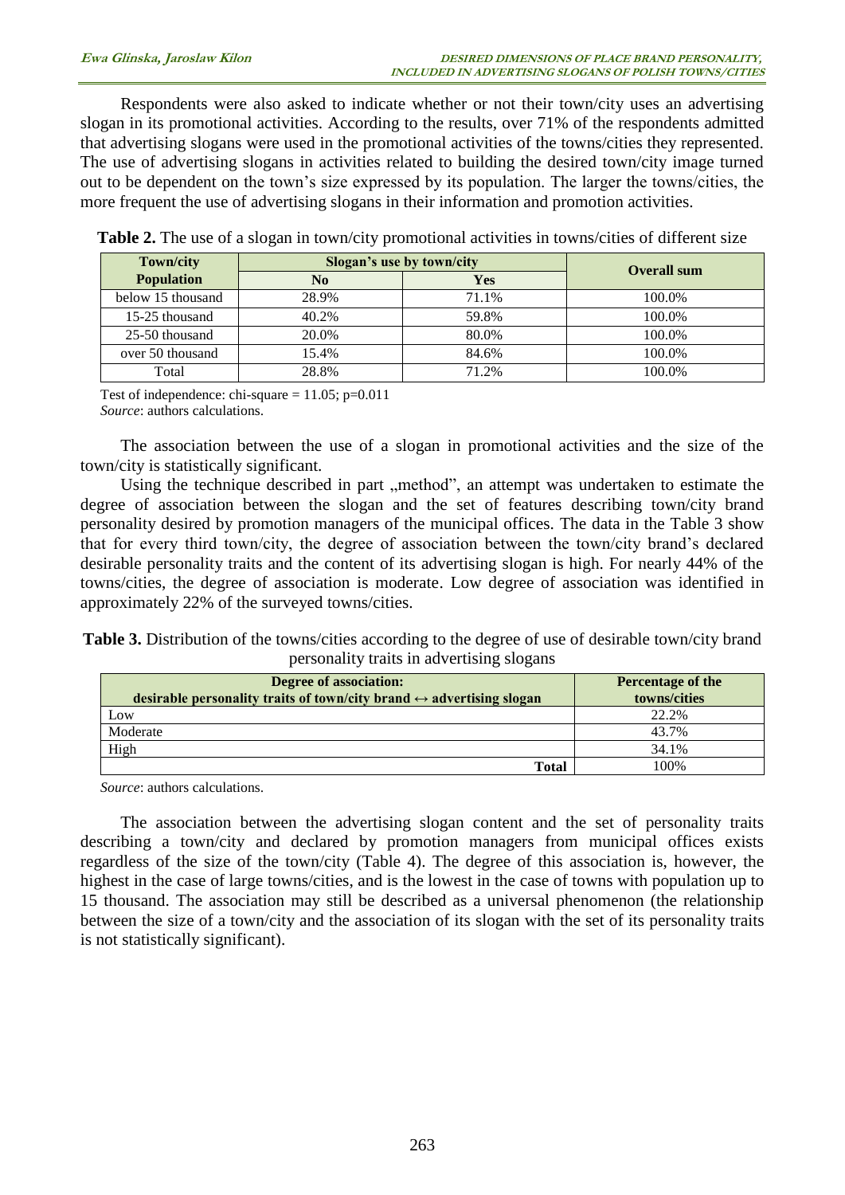Respondents were also asked to indicate whether or not their town/city uses an advertising slogan in its promotional activities. According to the results, over 71% of the respondents admitted that advertising slogans were used in the promotional activities of the towns/cities they represented. The use of advertising slogans in activities related to building the desired town/city image turned out to be dependent on the town's size expressed by its population. The larger the towns/cities, the more frequent the use of advertising slogans in their information and promotion activities.

**Table 2.** The use of a slogan in town/city promotional activities in towns/cities of different size

| Town/city Population | Slogan's use by town/city | | Overall sum |
|---|---|---|---|
| | No | Yes | |
| below 15 thousand | 28.9% | 71.1% | 100.0% |
| 15-25 thousand | 40.2% | 59.8% | 100.0% |
| 25-50 thousand | 20.0% | 80.0% | 100.0% |
| over 50 thousand | 15.4% | 84.6% | 100.0% |
| Total | 28.8% | 71.2% | 100.0% |

Test of independence: chi-square = 11.05; p=0.011
*Source*: authors calculations.

The association between the use of a slogan in promotional activities and the size of the town/city is statistically significant.

Using the technique described in part „method", an attempt was undertaken to estimate the degree of association between the slogan and the set of features describing town/city brand personality desired by promotion managers of the municipal offices. The data in the Table 3 show that for every third town/city, the degree of association between the town/city brand's declared desirable personality traits and the content of its advertising slogan is high. For nearly 44% of the towns/cities, the degree of association is moderate. Low degree of association was identified in approximately 22% of the surveyed towns/cities.

**Table 3.** Distribution of the towns/cities according to the degree of use of desirable town/city brand personality traits in advertising slogans

| Degree of association: desirable personality traits of town/city brand ↔ advertising slogan | Percentage of the towns/cities |
|---|---|
| Low | 22.2% |
| Moderate | 43.7% |
| High | 34.1% |
| **Total** | 100% |

*Source*: authors calculations.

The association between the advertising slogan content and the set of personality traits describing a town/city and declared by promotion managers from municipal offices exists regardless of the size of the town/city (Table 4). The degree of this association is, however, the highest in the case of large towns/cities, and is the lowest in the case of towns with population up to 15 thousand. The association may still be described as a universal phenomenon (the relationship between the size of a town/city and the association of its slogan with the set of its personality traits is not statistically significant).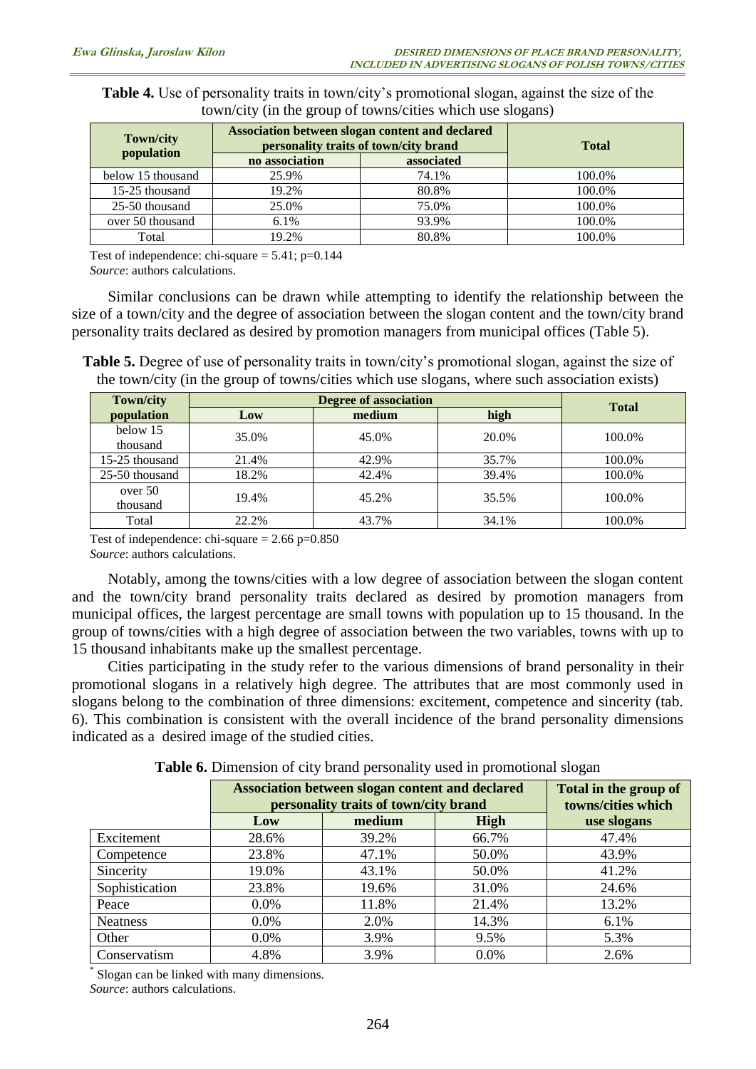**Table 4.** Use of personality traits in town/city's promotional slogan, against the size of the town/city (in the group of towns/cities which use slogans)

| Town/city population | Association between slogan content and declared personality traits of town/city brand | | Total |
|---|---|---|---|
| | no association | associated | |
| below 15 thousand | 25.9% | 74.1% | 100.0% |
| 15-25 thousand | 19.2% | 80.8% | 100.0% |
| 25-50 thousand | 25.0% | 75.0% | 100.0% |
| over 50 thousand | 6.1% | 93.9% | 100.0% |
| Total | 19.2% | 80.8% | 100.0% |

Test of independence: chi-square = 5.41; p=0.144

*Source*: authors calculations.

Similar conclusions can be drawn while attempting to identify the relationship between the size of a town/city and the degree of association between the slogan content and the town/city brand personality traits declared as desired by promotion managers from municipal offices (Table 5).

**Table 5.** Degree of use of personality traits in town/city's promotional slogan, against the size of the town/city (in the group of towns/cities which use slogans, where such association exists)

| Town/city population | Degree of association | | | Total |
|---|---|---|---|---|
| | Low | medium | high | |
| below 15 thousand | 35.0% | 45.0% | 20.0% | 100.0% |
| 15-25 thousand | 21.4% | 42.9% | 35.7% | 100.0% |
| 25-50 thousand | 18.2% | 42.4% | 39.4% | 100.0% |
| over 50 thousand | 19.4% | 45.2% | 35.5% | 100.0% |
| Total | 22.2% | 43.7% | 34.1% | 100.0% |

Test of independence: chi-square = 2.66 p=0.850

*Source*: authors calculations.

Notably, among the towns/cities with a low degree of association between the slogan content and the town/city brand personality traits declared as desired by promotion managers from municipal offices, the largest percentage are small towns with population up to 15 thousand. In the group of towns/cities with a high degree of association between the two variables, towns with up to 15 thousand inhabitants make up the smallest percentage.

Cities participating in the study refer to the various dimensions of brand personality in their promotional slogans in a relatively high degree. The attributes that are most commonly used in slogans belong to the combination of three dimensions: excitement, competence and sincerity (tab. 6). This combination is consistent with the overall incidence of the brand personality dimensions indicated as a desired image of the studied cities.

**Table 6.** Dimension of city brand personality used in promotional slogan

| | Association between slogan content and declared personality traits of town/city brand | | | Total in the group of towns/cities which use slogans |
|---|---|---|---|---|
| | Low | medium | High | |
| Excitement | 28.6% | 39.2% | 66.7% | 47.4% |
| Competence | 23.8% | 47.1% | 50.0% | 43.9% |
| Sincerity | 19.0% | 43.1% | 50.0% | 41.2% |
| Sophistication | 23.8% | 19.6% | 31.0% | 24.6% |
| Peace | 0.0% | 11.8% | 21.4% | 13.2% |
| Neatness | 0.0% | 2.0% | 14.3% | 6.1% |
| Other | 0.0% | 3.9% | 9.5% | 5.3% |
| Conservatism | 4.8% | 3.9% | 0.0% | 2.6% |

[*] Slogan can be linked with many dimensions.

*Source*: authors calculations.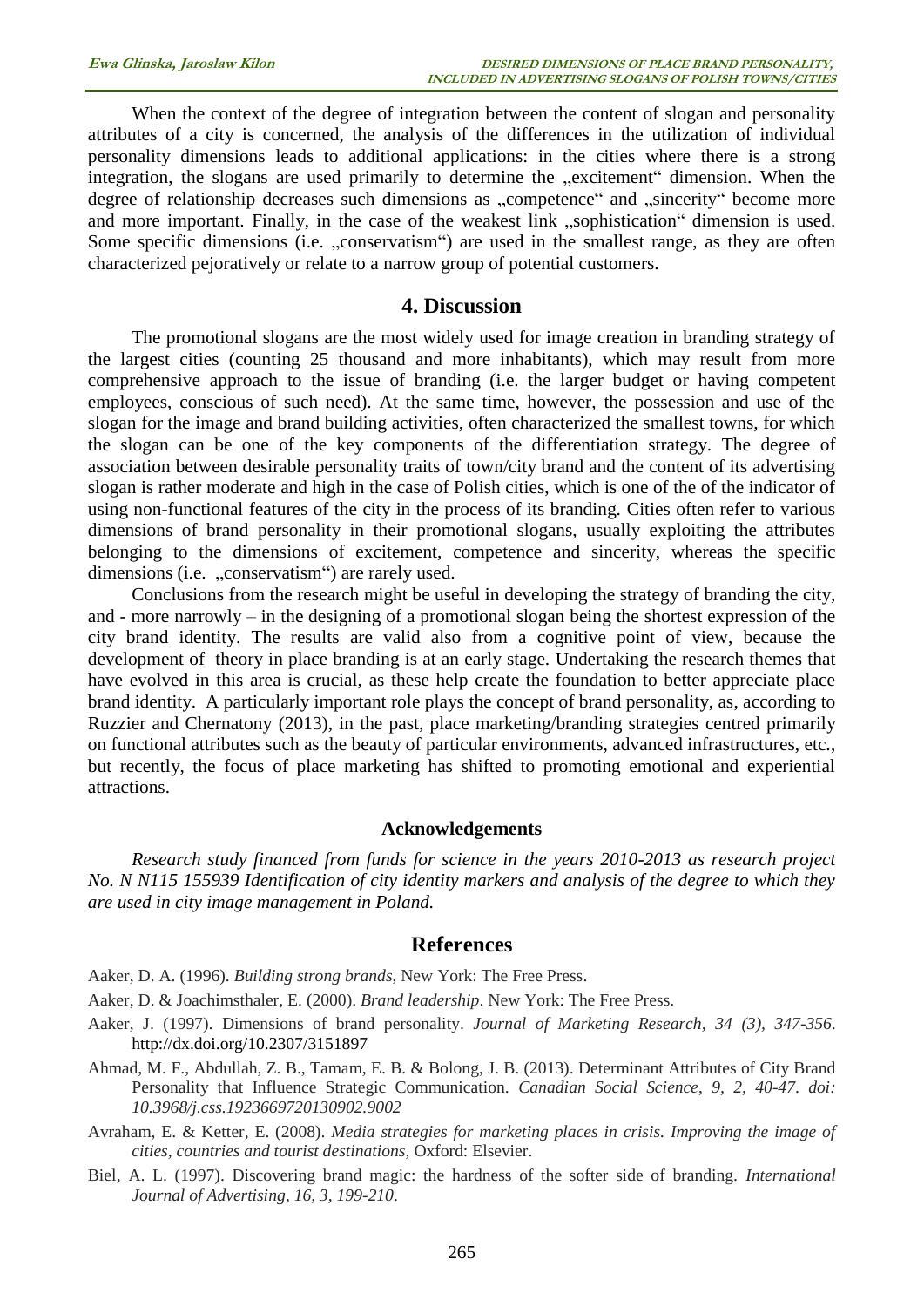When the context of the degree of integration between the content of slogan and personality attributes of a city is concerned, the analysis of the differences in the utilization of individual personality dimensions leads to additional applications: in the cities where there is a strong integration, the slogans are used primarily to determine the „excitement" dimension. When the degree of relationship decreases such dimensions as „competence" and „sincerity" become more and more important. Finally, in the case of the weakest link „sophistication" dimension is used. Some specific dimensions (i.e. „conservatism") are used in the smallest range, as they are often characterized pejoratively or relate to a narrow group of potential customers.

## 4. Discussion

The promotional slogans are the most widely used for image creation in branding strategy of the largest cities (counting 25 thousand and more inhabitants), which may result from more comprehensive approach to the issue of branding (i.e. the larger budget or having competent employees, conscious of such need). At the same time, however, the possession and use of the slogan for the image and brand building activities, often characterized the smallest towns, for which the slogan can be one of the key components of the differentiation strategy. The degree of association between desirable personality traits of town/city brand and the content of its advertising slogan is rather moderate and high in the case of Polish cities, which is one of the of the indicator of using non-functional features of the city in the process of its branding. Cities often refer to various dimensions of brand personality in their promotional slogans, usually exploiting the attributes belonging to the dimensions of excitement, competence and sincerity, whereas the specific dimensions (i.e. „conservatism") are rarely used.

Conclusions from the research might be useful in developing the strategy of branding the city, and - more narrowly – in the designing of a promotional slogan being the shortest expression of the city brand identity. The results are valid also from a cognitive point of view, because the development of theory in place branding is at an early stage. Undertaking the research themes that have evolved in this area is crucial, as these help create the foundation to better appreciate place brand identity. A particularly important role plays the concept of brand personality, as, according to Ruzzier and Chernatony (2013), in the past, place marketing/branding strategies centred primarily on functional attributes such as the beauty of particular environments, advanced infrastructures, etc., but recently, the focus of place marketing has shifted to promoting emotional and experiential attractions.

### Acknowledgements

*Research study financed from funds for science in the years 2010-2013 as research project No. N N115 155939 Identification of city identity markers and analysis of the degree to which they are used in city image management in Poland.*

## References

Aaker, D. A. (1996). *Building strong brands*, New York: The Free Press.

Aaker, D. & Joachimsthaler, E. (2000). *Brand leadership*. New York: The Free Press.

Aaker, J. (1997). Dimensions of brand personality. *Journal of Marketing Research, 34 (3), 347-356.* http://dx.doi.org/10.2307/3151897

Ahmad, M. F., Abdullah, Z. B., Tamam, E. B. & Bolong, J. B. (2013). Determinant Attributes of City Brand Personality that Influence Strategic Communication. *Canadian Social Science, 9, 2, 40-47. doi: 10.3968/j.css.1923669720130902.9002*

Avraham, E. & Ketter, E. (2008). *Media strategies for marketing places in crisis. Improving the image of cities, countries and tourist destinations*, Oxford: Elsevier.

Biel, A. L. (1997). Discovering brand magic: the hardness of the softer side of branding. *International Journal of Advertising, 16, 3, 199-210.*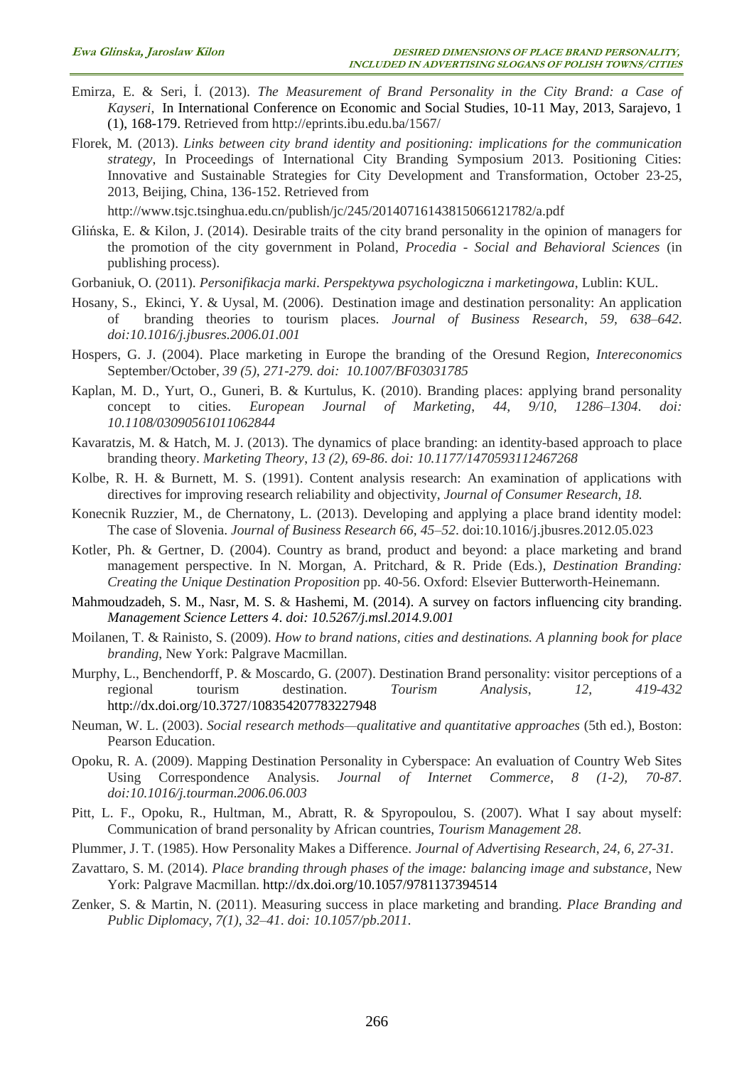Emirza, E. & Seri, İ. (2013). *The Measurement of Brand Personality in the City Brand: a Case of Kayseri*, In International Conference on Economic and Social Studies, 10-11 May, 2013, Sarajevo, 1 (1), 168-179. Retrieved from http://eprints.ibu.edu.ba/1567/

Florek, M. (2013). *Links between city brand identity and positioning: implications for the communication strategy*, In Proceedings of International City Branding Symposium 2013. Positioning Cities: Innovative and Sustainable Strategies for City Development and Transformation, October 23-25, 2013, Beijing, China, 136-152. Retrieved from

http://www.tsjc.tsinghua.edu.cn/publish/jc/245/20140716143815066121782/a.pdf

Glińska, E. & Kilon, J. (2014). Desirable traits of the city brand personality in the opinion of managers for the promotion of the city government in Poland, *Procedia - Social and Behavioral Sciences* (in publishing process).

Gorbaniuk, O. (2011). *Personifikacja marki. Perspektywa psychologiczna i marketingowa*, Lublin: KUL.

Hosany, S., Ekinci, Y. & Uysal, M. (2006). Destination image and destination personality: An application of branding theories to tourism places. *Journal of Business Research, 59, 638–642. doi:10.1016/j.jbusres.2006.01.001*

Hospers, G. J. (2004). Place marketing in Europe the branding of the Oresund Region, *Intereconomics* September/October, *39 (5), 271-279. doi: 10.1007/BF03031785*

Kaplan, M. D., Yurt, O., Guneri, B. & Kurtulus, K. (2010). Branding places: applying brand personality concept to cities. *European Journal of Marketing, 44, 9/10, 1286–1304. doi: 10.1108/03090561011062844*

Kavaratzis, M. & Hatch, M. J. (2013). The dynamics of place branding: an identity-based approach to place branding theory. *Marketing Theory, 13 (2), 69-86. doi: 10.1177/1470593112467268*

Kolbe, R. H. & Burnett, M. S. (1991). Content analysis research: An examination of applications with directives for improving research reliability and objectivity, *Journal of Consumer Research, 18.*

Konecnik Ruzzier, M., de Chernatony, L. (2013). Developing and applying a place brand identity model: The case of Slovenia. *Journal of Business Research 66, 45–52*. doi:10.1016/j.jbusres.2012.05.023

Kotler, Ph. & Gertner, D. (2004). Country as brand, product and beyond: a place marketing and brand management perspective. In N. Morgan, A. Pritchard, & R. Pride (Eds.), *Destination Branding: Creating the Unique Destination Proposition* pp. 40-56. Oxford: Elsevier Butterworth-Heinemann.

Mahmoudzadeh, S. M., Nasr, M. S. & Hashemi, M. (2014). A survey on factors influencing city branding. *Management Science Letters 4*. *doi: 10.5267/j.msl.2014.9.001*

Moilanen, T. & Rainisto, S. (2009). *How to brand nations, cities and destinations. A planning book for place branding*, New York: Palgrave Macmillan.

Murphy, L., Benchendorff, P. & Moscardo, G. (2007). Destination Brand personality: visitor perceptions of a regional tourism destination. *Tourism Analysis, 12, 419-432* http://dx.doi.org/10.3727/108354207783227948

Neuman, W. L. (2003). *Social research methods—qualitative and quantitative approaches* (5th ed.), Boston: Pearson Education.

Opoku, R. A. (2009). Mapping Destination Personality in Cyberspace: An evaluation of Country Web Sites Using Correspondence Analysis. *Journal of Internet Commerce, 8 (1-2), 70-87. doi:10.1016/j.tourman.2006.06.003*

Pitt, L. F., Opoku, R., Hultman, M., Abratt, R. & Spyropoulou, S. (2007). What I say about myself: Communication of brand personality by African countries, *Tourism Management 28.*

Plummer, J. T. (1985). How Personality Makes a Difference. *Journal of Advertising Research, 24, 6, 27-31.*

Zavattaro, S. M. (2014). *Place branding through phases of the image: balancing image and substance*, New York: Palgrave Macmillan. http://dx.doi.org/10.1057/9781137394514

Zenker, S. & Martin, N. (2011). Measuring success in place marketing and branding. *Place Branding and Public Diplomacy, 7(1), 32–41. doi: 10.1057/pb.2011.*